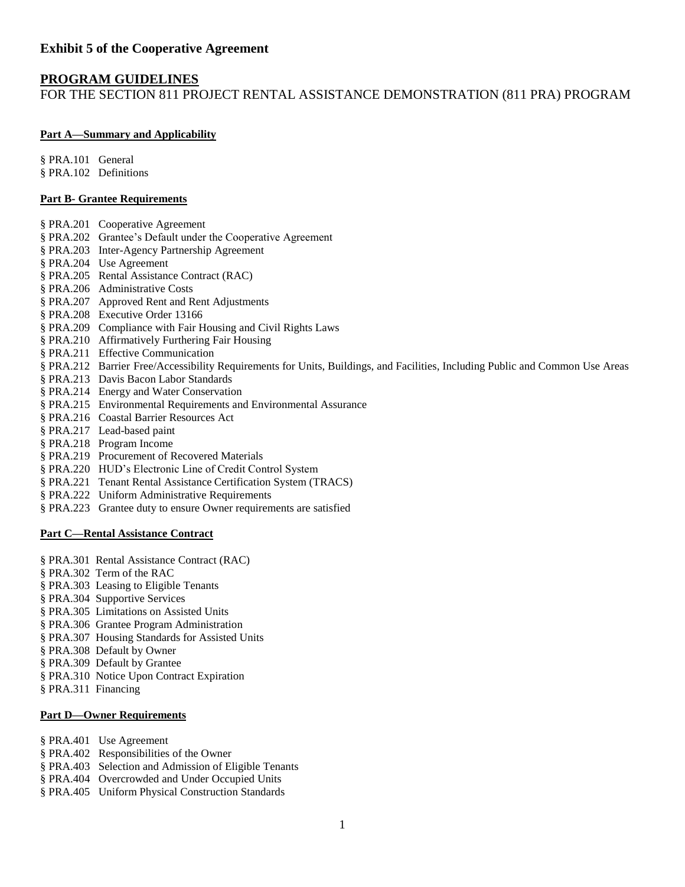**Exhibit 5 of the Cooperative Agreement**

## PROGRAM GUIDELINES

FOR THE SECTION 811 PROJECT RENTAL ASSISTANCE DEMONSTRATION (811 PRA) PROGRAM

**Part A—Summary and Applicability**

§ PRA.101 General
§ PRA.102 Definitions

**Part B- Grantee Requirements**

§ PRA.201 Cooperative Agreement
§ PRA.202 Grantee's Default under the Cooperative Agreement
§ PRA.203 Inter-Agency Partnership Agreement
§ PRA.204 Use Agreement
§ PRA.205 Rental Assistance Contract (RAC)
§ PRA.206 Administrative Costs
§ PRA.207 Approved Rent and Rent Adjustments
§ PRA.208 Executive Order 13166
§ PRA.209 Compliance with Fair Housing and Civil Rights Laws
§ PRA.210 Affirmatively Furthering Fair Housing
§ PRA.211 Effective Communication
§ PRA.212 Barrier Free/Accessibility Requirements for Units, Buildings, and Facilities, Including Public and Common Use Areas
§ PRA.213 Davis Bacon Labor Standards
§ PRA.214 Energy and Water Conservation
§ PRA.215 Environmental Requirements and Environmental Assurance
§ PRA.216 Coastal Barrier Resources Act
§ PRA.217 Lead-based paint
§ PRA.218 Program Income
§ PRA.219 Procurement of Recovered Materials
§ PRA.220 HUD's Electronic Line of Credit Control System
§ PRA.221 Tenant Rental Assistance Certification System (TRACS)
§ PRA.222 Uniform Administrative Requirements
§ PRA.223 Grantee duty to ensure Owner requirements are satisfied

**Part C—Rental Assistance Contract**

§ PRA.301 Rental Assistance Contract (RAC)
§ PRA.302 Term of the RAC
§ PRA.303 Leasing to Eligible Tenants
§ PRA.304 Supportive Services
§ PRA.305 Limitations on Assisted Units
§ PRA.306 Grantee Program Administration
§ PRA.307 Housing Standards for Assisted Units
§ PRA.308 Default by Owner
§ PRA.309 Default by Grantee
§ PRA.310 Notice Upon Contract Expiration
§ PRA.311 Financing

**Part D—Owner Requirements**

§ PRA.401 Use Agreement
§ PRA.402 Responsibilities of the Owner
§ PRA.403 Selection and Admission of Eligible Tenants
§ PRA.404 Overcrowded and Under Occupied Units
§ PRA.405 Uniform Physical Construction Standards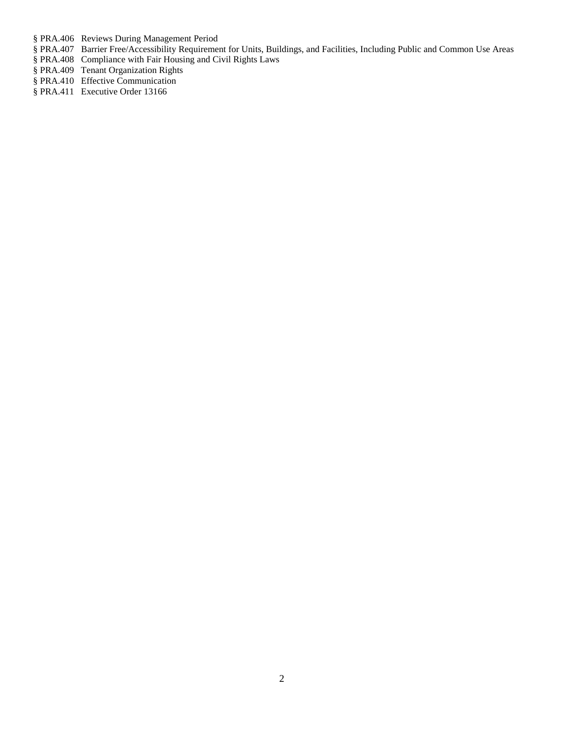§ PRA.406 Reviews During Management Period
§ PRA.407 Barrier Free/Accessibility Requirement for Units, Buildings, and Facilities, Including Public and Common Use Areas
§ PRA.408 Compliance with Fair Housing and Civil Rights Laws
§ PRA.409 Tenant Organization Rights
§ PRA.410 Effective Communication
§ PRA.411 Executive Order 13166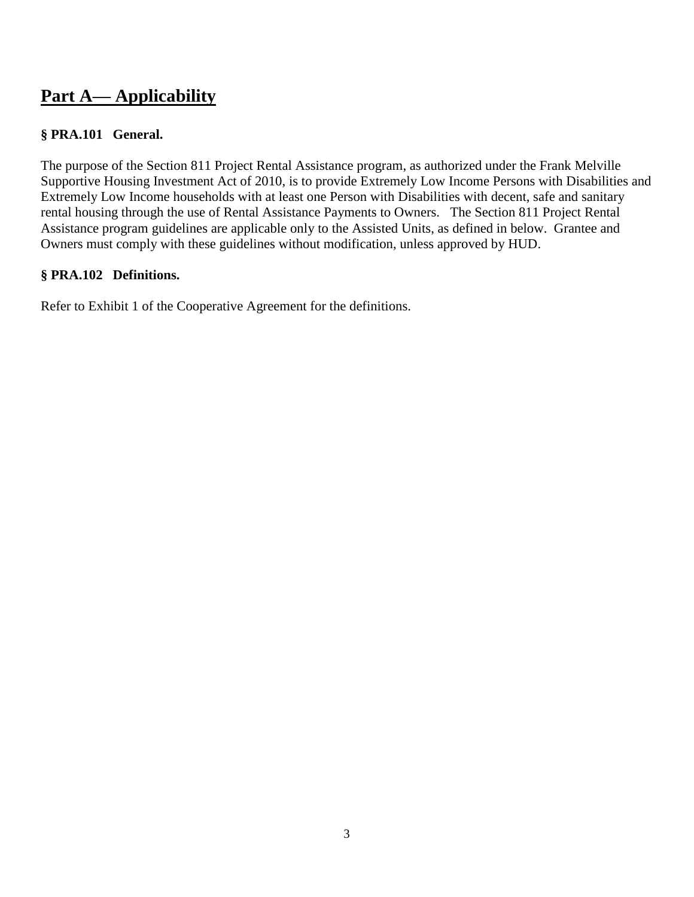# Part A— Applicability

### § PRA.101 General.

The purpose of the Section 811 Project Rental Assistance program, as authorized under the Frank Melville Supportive Housing Investment Act of 2010, is to provide Extremely Low Income Persons with Disabilities and Extremely Low Income households with at least one Person with Disabilities with decent, safe and sanitary rental housing through the use of Rental Assistance Payments to Owners. The Section 811 Project Rental Assistance program guidelines are applicable only to the Assisted Units, as defined in below. Grantee and Owners must comply with these guidelines without modification, unless approved by HUD.

### § PRA.102 Definitions.

Refer to Exhibit 1 of the Cooperative Agreement for the definitions.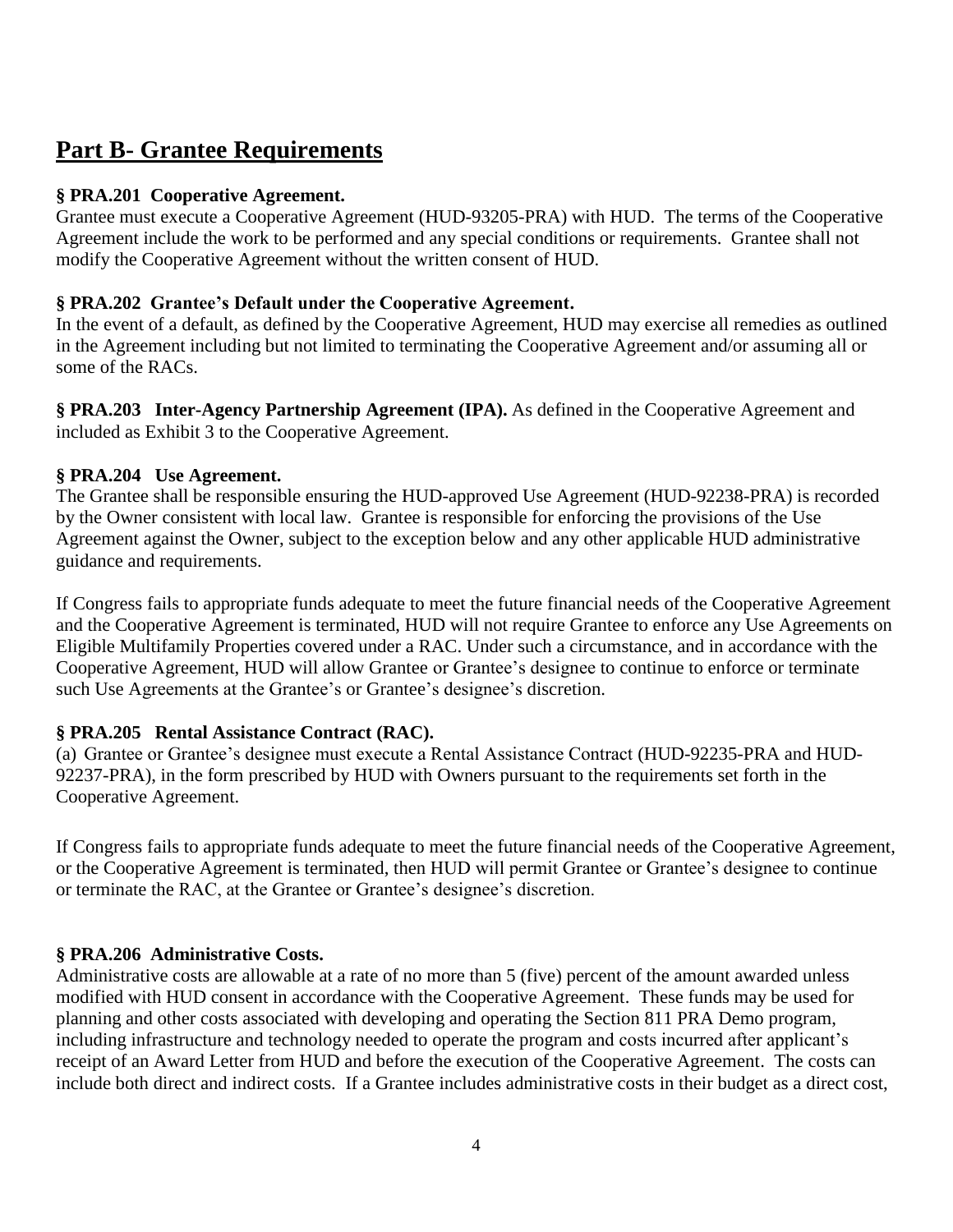## Part B- Grantee Requirements

**§ PRA.201 Cooperative Agreement.**
Grantee must execute a Cooperative Agreement (HUD-93205-PRA) with HUD. The terms of the Cooperative Agreement include the work to be performed and any special conditions or requirements. Grantee shall not modify the Cooperative Agreement without the written consent of HUD.

**§ PRA.202 Grantee's Default under the Cooperative Agreement.**
In the event of a default, as defined by the Cooperative Agreement, HUD may exercise all remedies as outlined in the Agreement including but not limited to terminating the Cooperative Agreement and/or assuming all or some of the RACs.

**§ PRA.203 Inter-Agency Partnership Agreement (IPA).** As defined in the Cooperative Agreement and included as Exhibit 3 to the Cooperative Agreement.

**§ PRA.204 Use Agreement.**
The Grantee shall be responsible ensuring the HUD-approved Use Agreement (HUD-92238-PRA) is recorded by the Owner consistent with local law. Grantee is responsible for enforcing the provisions of the Use Agreement against the Owner, subject to the exception below and any other applicable HUD administrative guidance and requirements.

If Congress fails to appropriate funds adequate to meet the future financial needs of the Cooperative Agreement and the Cooperative Agreement is terminated, HUD will not require Grantee to enforce any Use Agreements on Eligible Multifamily Properties covered under a RAC. Under such a circumstance, and in accordance with the Cooperative Agreement, HUD will allow Grantee or Grantee's designee to continue to enforce or terminate such Use Agreements at the Grantee's or Grantee's designee's discretion.

**§ PRA.205 Rental Assistance Contract (RAC).**
(a) Grantee or Grantee's designee must execute a Rental Assistance Contract (HUD-92235-PRA and HUD-92237-PRA), in the form prescribed by HUD with Owners pursuant to the requirements set forth in the Cooperative Agreement.

If Congress fails to appropriate funds adequate to meet the future financial needs of the Cooperative Agreement, or the Cooperative Agreement is terminated, then HUD will permit Grantee or Grantee's designee to continue or terminate the RAC, at the Grantee or Grantee's designee's discretion.

**§ PRA.206 Administrative Costs.**
Administrative costs are allowable at a rate of no more than 5 (five) percent of the amount awarded unless modified with HUD consent in accordance with the Cooperative Agreement. These funds may be used for planning and other costs associated with developing and operating the Section 811 PRA Demo program, including infrastructure and technology needed to operate the program and costs incurred after applicant's receipt of an Award Letter from HUD and before the execution of the Cooperative Agreement. The costs can include both direct and indirect costs. If a Grantee includes administrative costs in their budget as a direct cost,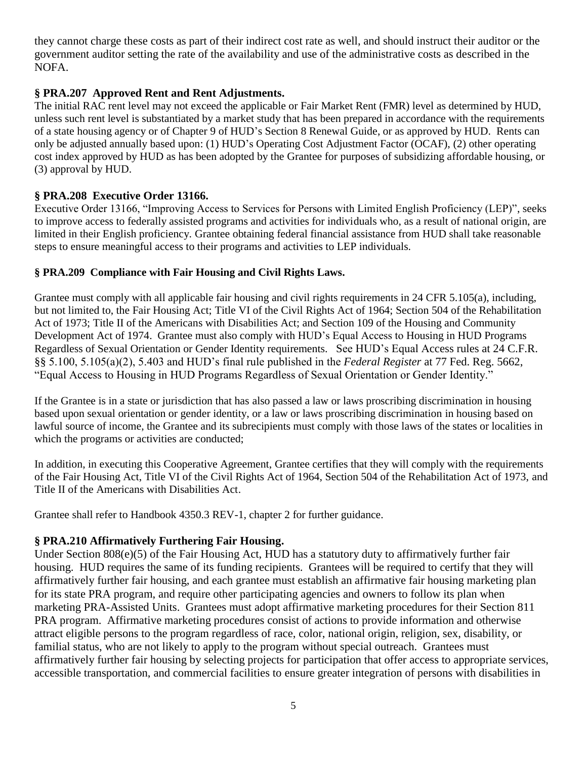they cannot charge these costs as part of their indirect cost rate as well, and should instruct their auditor or the government auditor setting the rate of the availability and use of the administrative costs as described in the NOFA.

### § PRA.207 Approved Rent and Rent Adjustments.

The initial RAC rent level may not exceed the applicable or Fair Market Rent (FMR) level as determined by HUD, unless such rent level is substantiated by a market study that has been prepared in accordance with the requirements of a state housing agency or of Chapter 9 of HUD's Section 8 Renewal Guide, or as approved by HUD. Rents can only be adjusted annually based upon: (1) HUD's Operating Cost Adjustment Factor (OCAF), (2) other operating cost index approved by HUD as has been adopted by the Grantee for purposes of subsidizing affordable housing, or (3) approval by HUD.

### § PRA.208 Executive Order 13166.

Executive Order 13166, "Improving Access to Services for Persons with Limited English Proficiency (LEP)", seeks to improve access to federally assisted programs and activities for individuals who, as a result of national origin, are limited in their English proficiency. Grantee obtaining federal financial assistance from HUD shall take reasonable steps to ensure meaningful access to their programs and activities to LEP individuals.

### § PRA.209 Compliance with Fair Housing and Civil Rights Laws.

Grantee must comply with all applicable fair housing and civil rights requirements in 24 CFR 5.105(a), including, but not limited to, the Fair Housing Act; Title VI of the Civil Rights Act of 1964; Section 504 of the Rehabilitation Act of 1973; Title II of the Americans with Disabilities Act; and Section 109 of the Housing and Community Development Act of 1974. Grantee must also comply with HUD's Equal Access to Housing in HUD Programs Regardless of Sexual Orientation or Gender Identity requirements. See HUD's Equal Access rules at 24 C.F.R. §§ 5.100, 5.105(a)(2), 5.403 and HUD's final rule published in the *Federal Register* at 77 Fed. Reg. 5662, "Equal Access to Housing in HUD Programs Regardless of Sexual Orientation or Gender Identity."

If the Grantee is in a state or jurisdiction that has also passed a law or laws proscribing discrimination in housing based upon sexual orientation or gender identity, or a law or laws proscribing discrimination in housing based on lawful source of income, the Grantee and its subrecipients must comply with those laws of the states or localities in which the programs or activities are conducted;

In addition, in executing this Cooperative Agreement, Grantee certifies that they will comply with the requirements of the Fair Housing Act, Title VI of the Civil Rights Act of 1964, Section 504 of the Rehabilitation Act of 1973, and Title II of the Americans with Disabilities Act.

Grantee shall refer to Handbook 4350.3 REV-1, chapter 2 for further guidance.

### § PRA.210 Affirmatively Furthering Fair Housing.

Under Section 808(e)(5) of the Fair Housing Act, HUD has a statutory duty to affirmatively further fair housing. HUD requires the same of its funding recipients. Grantees will be required to certify that they will affirmatively further fair housing, and each grantee must establish an affirmative fair housing marketing plan for its state PRA program, and require other participating agencies and owners to follow its plan when marketing PRA-Assisted Units. Grantees must adopt affirmative marketing procedures for their Section 811 PRA program. Affirmative marketing procedures consist of actions to provide information and otherwise attract eligible persons to the program regardless of race, color, national origin, religion, sex, disability, or familial status, who are not likely to apply to the program without special outreach. Grantees must affirmatively further fair housing by selecting projects for participation that offer access to appropriate services, accessible transportation, and commercial facilities to ensure greater integration of persons with disabilities in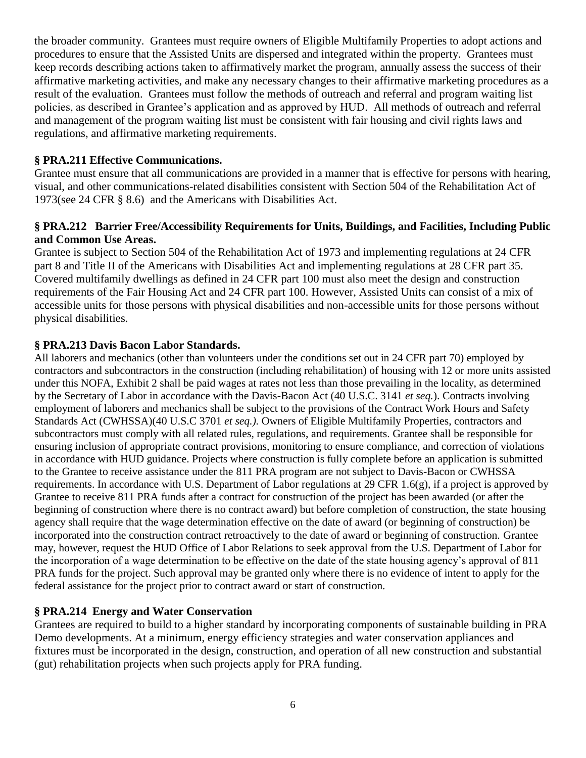the broader community. Grantees must require owners of Eligible Multifamily Properties to adopt actions and procedures to ensure that the Assisted Units are dispersed and integrated within the property. Grantees must keep records describing actions taken to affirmatively market the program, annually assess the success of their affirmative marketing activities, and make any necessary changes to their affirmative marketing procedures as a result of the evaluation. Grantees must follow the methods of outreach and referral and program waiting list policies, as described in Grantee's application and as approved by HUD. All methods of outreach and referral and management of the program waiting list must be consistent with fair housing and civil rights laws and regulations, and affirmative marketing requirements.

**§ PRA.211 Effective Communications.**

Grantee must ensure that all communications are provided in a manner that is effective for persons with hearing, visual, and other communications-related disabilities consistent with Section 504 of the Rehabilitation Act of 1973(see 24 CFR § 8.6) and the Americans with Disabilities Act.

**§ PRA.212 Barrier Free/Accessibility Requirements for Units, Buildings, and Facilities, Including Public and Common Use Areas.**

Grantee is subject to Section 504 of the Rehabilitation Act of 1973 and implementing regulations at 24 CFR part 8 and Title II of the Americans with Disabilities Act and implementing regulations at 28 CFR part 35. Covered multifamily dwellings as defined in 24 CFR part 100 must also meet the design and construction requirements of the Fair Housing Act and 24 CFR part 100. However, Assisted Units can consist of a mix of accessible units for those persons with physical disabilities and non-accessible units for those persons without physical disabilities.

**§ PRA.213 Davis Bacon Labor Standards.**

All laborers and mechanics (other than volunteers under the conditions set out in 24 CFR part 70) employed by contractors and subcontractors in the construction (including rehabilitation) of housing with 12 or more units assisted under this NOFA, Exhibit 2 shall be paid wages at rates not less than those prevailing in the locality, as determined by the Secretary of Labor in accordance with the Davis-Bacon Act (40 U.S.C. 3141 *et seq.*). Contracts involving employment of laborers and mechanics shall be subject to the provisions of the Contract Work Hours and Safety Standards Act (CWHSSA)(40 U.S.C 3701 *et seq.).* Owners of Eligible Multifamily Properties, contractors and subcontractors must comply with all related rules, regulations, and requirements. Grantee shall be responsible for ensuring inclusion of appropriate contract provisions, monitoring to ensure compliance, and correction of violations in accordance with HUD guidance. Projects where construction is fully complete before an application is submitted to the Grantee to receive assistance under the 811 PRA program are not subject to Davis-Bacon or CWHSSA requirements. In accordance with U.S. Department of Labor regulations at 29 CFR 1.6(g), if a project is approved by Grantee to receive 811 PRA funds after a contract for construction of the project has been awarded (or after the beginning of construction where there is no contract award) but before completion of construction, the state housing agency shall require that the wage determination effective on the date of award (or beginning of construction) be incorporated into the construction contract retroactively to the date of award or beginning of construction. Grantee may, however, request the HUD Office of Labor Relations to seek approval from the U.S. Department of Labor for the incorporation of a wage determination to be effective on the date of the state housing agency's approval of 811 PRA funds for the project. Such approval may be granted only where there is no evidence of intent to apply for the federal assistance for the project prior to contract award or start of construction.

**§ PRA.214 Energy and Water Conservation**

Grantees are required to build to a higher standard by incorporating components of sustainable building in PRA Demo developments. At a minimum, energy efficiency strategies and water conservation appliances and fixtures must be incorporated in the design, construction, and operation of all new construction and substantial (gut) rehabilitation projects when such projects apply for PRA funding.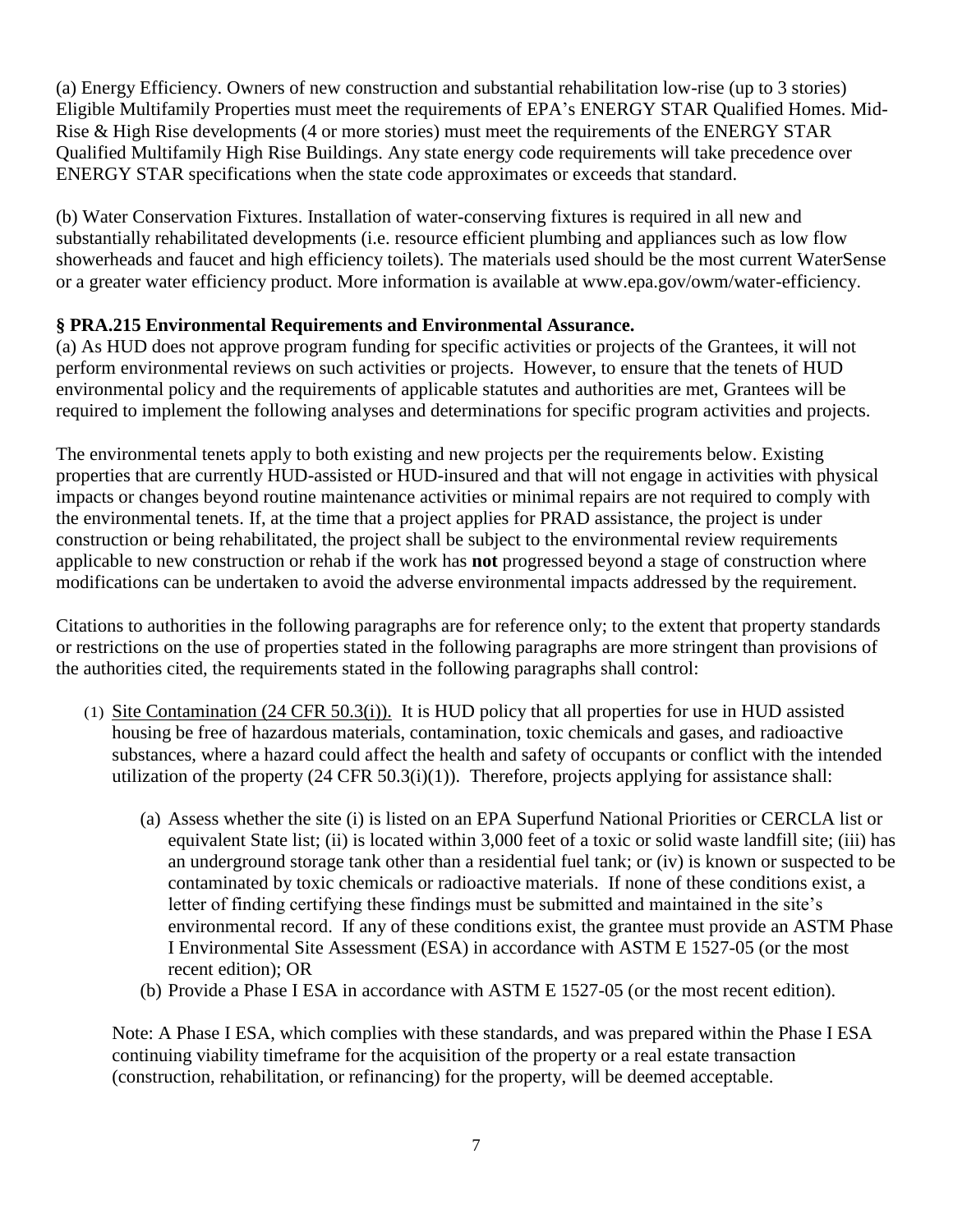(a) Energy Efficiency. Owners of new construction and substantial rehabilitation low-rise (up to 3 stories) Eligible Multifamily Properties must meet the requirements of EPA's ENERGY STAR Qualified Homes. Mid-Rise & High Rise developments (4 or more stories) must meet the requirements of the ENERGY STAR Qualified Multifamily High Rise Buildings. Any state energy code requirements will take precedence over ENERGY STAR specifications when the state code approximates or exceeds that standard.

(b) Water Conservation Fixtures. Installation of water-conserving fixtures is required in all new and substantially rehabilitated developments (i.e. resource efficient plumbing and appliances such as low flow showerheads and faucet and high efficiency toilets). The materials used should be the most current WaterSense or a greater water efficiency product. More information is available at www.epa.gov/owm/water-efficiency.

### § PRA.215 Environmental Requirements and Environmental Assurance.

(a) As HUD does not approve program funding for specific activities or projects of the Grantees, it will not perform environmental reviews on such activities or projects. However, to ensure that the tenets of HUD environmental policy and the requirements of applicable statutes and authorities are met, Grantees will be required to implement the following analyses and determinations for specific program activities and projects.

The environmental tenets apply to both existing and new projects per the requirements below. Existing properties that are currently HUD-assisted or HUD-insured and that will not engage in activities with physical impacts or changes beyond routine maintenance activities or minimal repairs are not required to comply with the environmental tenets. If, at the time that a project applies for PRAD assistance, the project is under construction or being rehabilitated, the project shall be subject to the environmental review requirements applicable to new construction or rehab if the work has **not** progressed beyond a stage of construction where modifications can be undertaken to avoid the adverse environmental impacts addressed by the requirement.

Citations to authorities in the following paragraphs are for reference only; to the extent that property standards or restrictions on the use of properties stated in the following paragraphs are more stringent than provisions of the authorities cited, the requirements stated in the following paragraphs shall control:

(1) Site Contamination (24 CFR 50.3(i)). It is HUD policy that all properties for use in HUD assisted housing be free of hazardous materials, contamination, toxic chemicals and gases, and radioactive substances, where a hazard could affect the health and safety of occupants or conflict with the intended utilization of the property (24 CFR 50.3(i)(1)). Therefore, projects applying for assistance shall:

   (a) Assess whether the site (i) is listed on an EPA Superfund National Priorities or CERCLA list or equivalent State list; (ii) is located within 3,000 feet of a toxic or solid waste landfill site; (iii) has an underground storage tank other than a residential fuel tank; or (iv) is known or suspected to be contaminated by toxic chemicals or radioactive materials. If none of these conditions exist, a letter of finding certifying these findings must be submitted and maintained in the site's environmental record. If any of these conditions exist, the grantee must provide an ASTM Phase I Environmental Site Assessment (ESA) in accordance with ASTM E 1527-05 (or the most recent edition); OR

   (b) Provide a Phase I ESA in accordance with ASTM E 1527-05 (or the most recent edition).

   Note: A Phase I ESA, which complies with these standards, and was prepared within the Phase I ESA continuing viability timeframe for the acquisition of the property or a real estate transaction (construction, rehabilitation, or refinancing) for the property, will be deemed acceptable.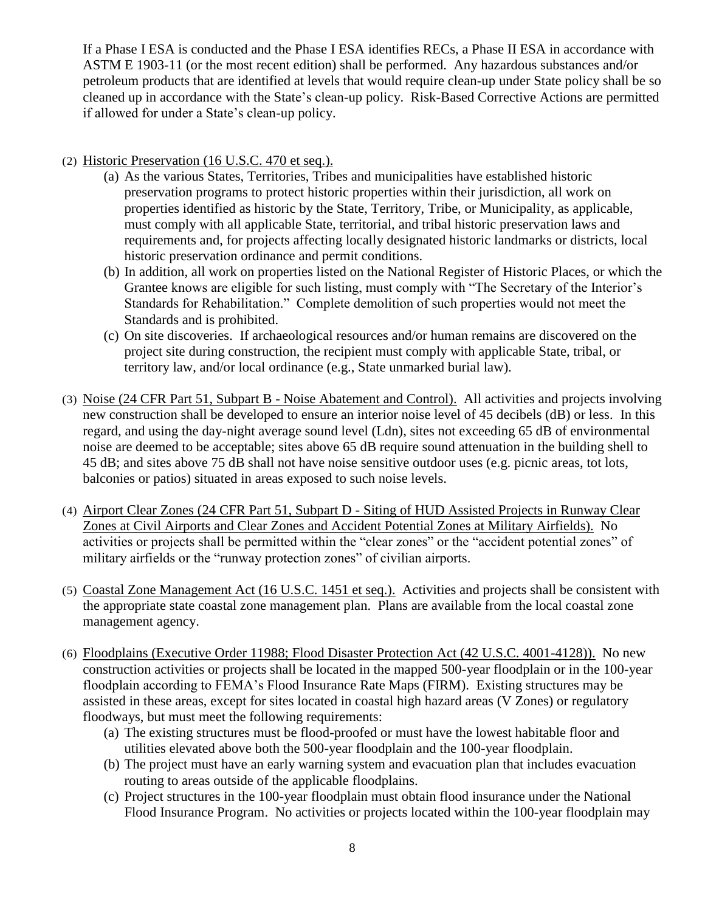If a Phase I ESA is conducted and the Phase I ESA identifies RECs, a Phase II ESA in accordance with ASTM E 1903-11 (or the most recent edition) shall be performed. Any hazardous substances and/or petroleum products that are identified at levels that would require clean-up under State policy shall be so cleaned up in accordance with the State's clean-up policy. Risk-Based Corrective Actions are permitted if allowed for under a State's clean-up policy.

(2) Historic Preservation (16 U.S.C. 470 et seq.).

(a) As the various States, Territories, Tribes and municipalities have established historic preservation programs to protect historic properties within their jurisdiction, all work on properties identified as historic by the State, Territory, Tribe, or Municipality, as applicable, must comply with all applicable State, territorial, and tribal historic preservation laws and requirements and, for projects affecting locally designated historic landmarks or districts, local historic preservation ordinance and permit conditions.

(b) In addition, all work on properties listed on the National Register of Historic Places, or which the Grantee knows are eligible for such listing, must comply with "The Secretary of the Interior's Standards for Rehabilitation." Complete demolition of such properties would not meet the Standards and is prohibited.

(c) On site discoveries. If archaeological resources and/or human remains are discovered on the project site during construction, the recipient must comply with applicable State, tribal, or territory law, and/or local ordinance (e.g., State unmarked burial law).

(3) Noise (24 CFR Part 51, Subpart B - Noise Abatement and Control). All activities and projects involving new construction shall be developed to ensure an interior noise level of 45 decibels (dB) or less. In this regard, and using the day-night average sound level (Ldn), sites not exceeding 65 dB of environmental noise are deemed to be acceptable; sites above 65 dB require sound attenuation in the building shell to 45 dB; and sites above 75 dB shall not have noise sensitive outdoor uses (e.g. picnic areas, tot lots, balconies or patios) situated in areas exposed to such noise levels.

(4) Airport Clear Zones (24 CFR Part 51, Subpart D - Siting of HUD Assisted Projects in Runway Clear Zones at Civil Airports and Clear Zones and Accident Potential Zones at Military Airfields). No activities or projects shall be permitted within the "clear zones" or the "accident potential zones" of military airfields or the "runway protection zones" of civilian airports.

(5) Coastal Zone Management Act (16 U.S.C. 1451 et seq.). Activities and projects shall be consistent with the appropriate state coastal zone management plan. Plans are available from the local coastal zone management agency.

(6) Floodplains (Executive Order 11988; Flood Disaster Protection Act (42 U.S.C. 4001-4128)). No new construction activities or projects shall be located in the mapped 500-year floodplain or in the 100-year floodplain according to FEMA's Flood Insurance Rate Maps (FIRM). Existing structures may be assisted in these areas, except for sites located in coastal high hazard areas (V Zones) or regulatory floodways, but must meet the following requirements:

(a) The existing structures must be flood-proofed or must have the lowest habitable floor and utilities elevated above both the 500-year floodplain and the 100-year floodplain.

(b) The project must have an early warning system and evacuation plan that includes evacuation routing to areas outside of the applicable floodplains.

(c) Project structures in the 100-year floodplain must obtain flood insurance under the National Flood Insurance Program. No activities or projects located within the 100-year floodplain may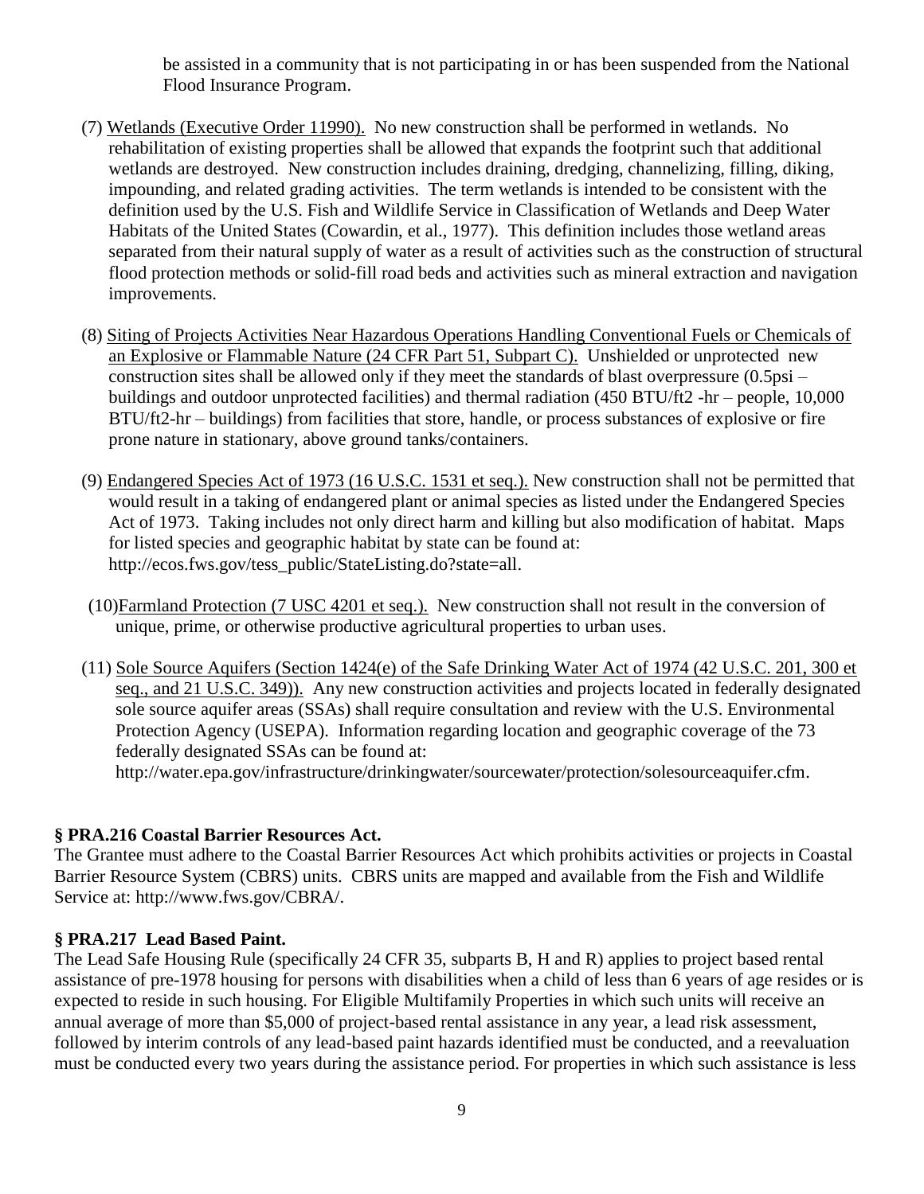be assisted in a community that is not participating in or has been suspended from the National Flood Insurance Program.

(7) Wetlands (Executive Order 11990). No new construction shall be performed in wetlands. No rehabilitation of existing properties shall be allowed that expands the footprint such that additional wetlands are destroyed. New construction includes draining, dredging, channelizing, filling, diking, impounding, and related grading activities. The term wetlands is intended to be consistent with the definition used by the U.S. Fish and Wildlife Service in Classification of Wetlands and Deep Water Habitats of the United States (Cowardin, et al., 1977). This definition includes those wetland areas separated from their natural supply of water as a result of activities such as the construction of structural flood protection methods or solid-fill road beds and activities such as mineral extraction and navigation improvements.

(8) Siting of Projects Activities Near Hazardous Operations Handling Conventional Fuels or Chemicals of an Explosive or Flammable Nature (24 CFR Part 51, Subpart C). Unshielded or unprotected new construction sites shall be allowed only if they meet the standards of blast overpressure (0.5psi – buildings and outdoor unprotected facilities) and thermal radiation (450 BTU/ft2 -hr – people, 10,000 BTU/ft2-hr – buildings) from facilities that store, handle, or process substances of explosive or fire prone nature in stationary, above ground tanks/containers.

(9) Endangered Species Act of 1973 (16 U.S.C. 1531 et seq.). New construction shall not be permitted that would result in a taking of endangered plant or animal species as listed under the Endangered Species Act of 1973. Taking includes not only direct harm and killing but also modification of habitat. Maps for listed species and geographic habitat by state can be found at: http://ecos.fws.gov/tess_public/StateListing.do?state=all.

(10) Farmland Protection (7 USC 4201 et seq.). New construction shall not result in the conversion of unique, prime, or otherwise productive agricultural properties to urban uses.

(11) Sole Source Aquifers (Section 1424(e) of the Safe Drinking Water Act of 1974 (42 U.S.C. 201, 300 et seq., and 21 U.S.C. 349)). Any new construction activities and projects located in federally designated sole source aquifer areas (SSAs) shall require consultation and review with the U.S. Environmental Protection Agency (USEPA). Information regarding location and geographic coverage of the 73 federally designated SSAs can be found at: http://water.epa.gov/infrastructure/drinkingwater/sourcewater/protection/solesourceaquifer.cfm.

### § PRA.216 Coastal Barrier Resources Act.

The Grantee must adhere to the Coastal Barrier Resources Act which prohibits activities or projects in Coastal Barrier Resource System (CBRS) units. CBRS units are mapped and available from the Fish and Wildlife Service at: http://www.fws.gov/CBRA/.

### § PRA.217 Lead Based Paint.

The Lead Safe Housing Rule (specifically 24 CFR 35, subparts B, H and R) applies to project based rental assistance of pre-1978 housing for persons with disabilities when a child of less than 6 years of age resides or is expected to reside in such housing. For Eligible Multifamily Properties in which such units will receive an annual average of more than $5,000 of project-based rental assistance in any year, a lead risk assessment, followed by interim controls of any lead-based paint hazards identified must be conducted, and a reevaluation must be conducted every two years during the assistance period. For properties in which such assistance is less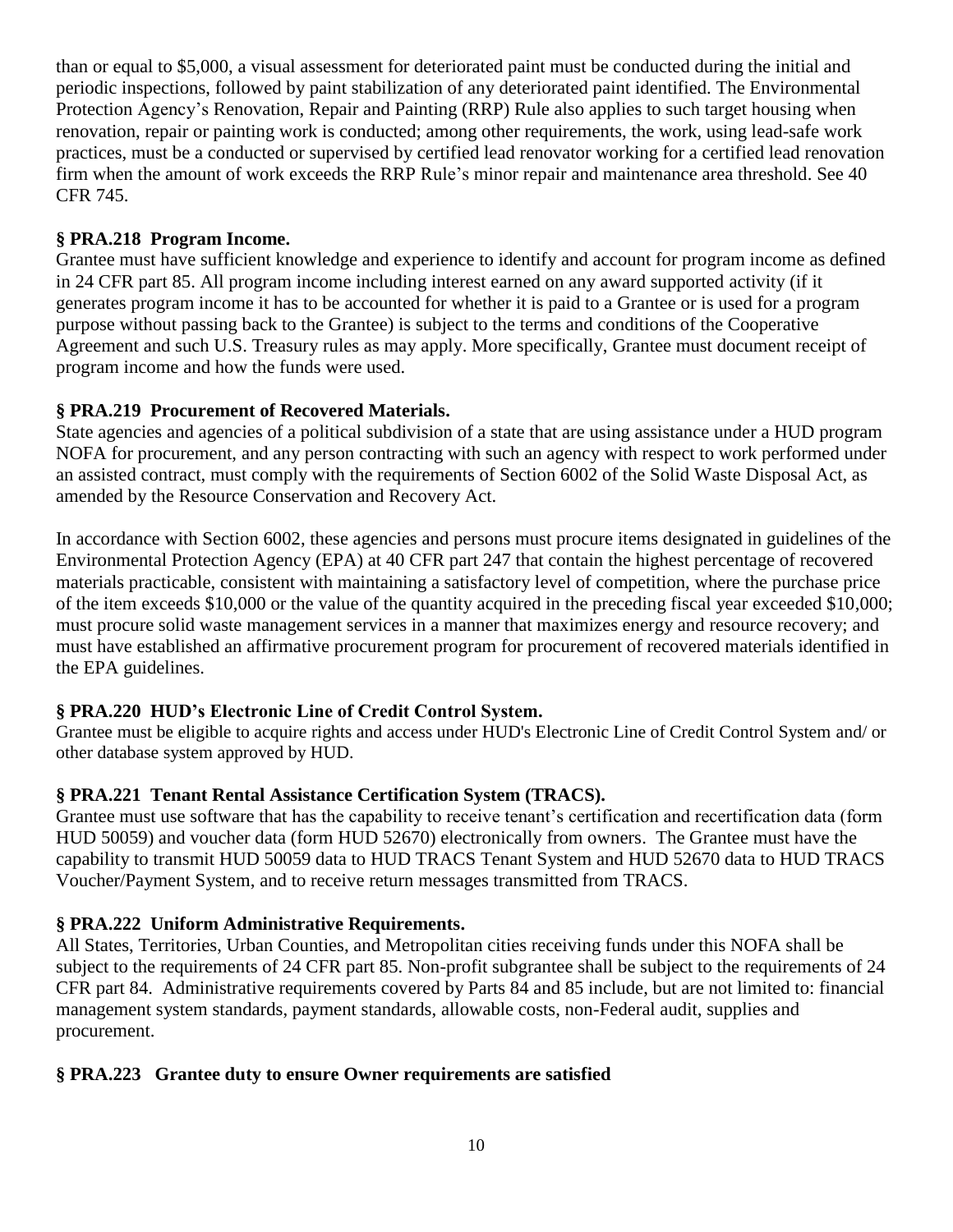than or equal to $5,000, a visual assessment for deteriorated paint must be conducted during the initial and periodic inspections, followed by paint stabilization of any deteriorated paint identified. The Environmental Protection Agency's Renovation, Repair and Painting (RRP) Rule also applies to such target housing when renovation, repair or painting work is conducted; among other requirements, the work, using lead-safe work practices, must be a conducted or supervised by certified lead renovator working for a certified lead renovation firm when the amount of work exceeds the RRP Rule's minor repair and maintenance area threshold. See 40 CFR 745.

### § PRA.218 Program Income.

Grantee must have sufficient knowledge and experience to identify and account for program income as defined in 24 CFR part 85. All program income including interest earned on any award supported activity (if it generates program income it has to be accounted for whether it is paid to a Grantee or is used for a program purpose without passing back to the Grantee) is subject to the terms and conditions of the Cooperative Agreement and such U.S. Treasury rules as may apply. More specifically, Grantee must document receipt of program income and how the funds were used.

### § PRA.219 Procurement of Recovered Materials.

State agencies and agencies of a political subdivision of a state that are using assistance under a HUD program NOFA for procurement, and any person contracting with such an agency with respect to work performed under an assisted contract, must comply with the requirements of Section 6002 of the Solid Waste Disposal Act, as amended by the Resource Conservation and Recovery Act.

In accordance with Section 6002, these agencies and persons must procure items designated in guidelines of the Environmental Protection Agency (EPA) at 40 CFR part 247 that contain the highest percentage of recovered materials practicable, consistent with maintaining a satisfactory level of competition, where the purchase price of the item exceeds $10,000 or the value of the quantity acquired in the preceding fiscal year exceeded $10,000; must procure solid waste management services in a manner that maximizes energy and resource recovery; and must have established an affirmative procurement program for procurement of recovered materials identified in the EPA guidelines.

### § PRA.220 HUD's Electronic Line of Credit Control System.

Grantee must be eligible to acquire rights and access under HUD's Electronic Line of Credit Control System and/ or other database system approved by HUD.

### § PRA.221 Tenant Rental Assistance Certification System (TRACS).

Grantee must use software that has the capability to receive tenant's certification and recertification data (form HUD 50059) and voucher data (form HUD 52670) electronically from owners. The Grantee must have the capability to transmit HUD 50059 data to HUD TRACS Tenant System and HUD 52670 data to HUD TRACS Voucher/Payment System, and to receive return messages transmitted from TRACS.

### § PRA.222 Uniform Administrative Requirements.

All States, Territories, Urban Counties, and Metropolitan cities receiving funds under this NOFA shall be subject to the requirements of 24 CFR part 85. Non-profit subgrantee shall be subject to the requirements of 24 CFR part 84. Administrative requirements covered by Parts 84 and 85 include, but are not limited to: financial management system standards, payment standards, allowable costs, non-Federal audit, supplies and procurement.

### § PRA.223 Grantee duty to ensure Owner requirements are satisfied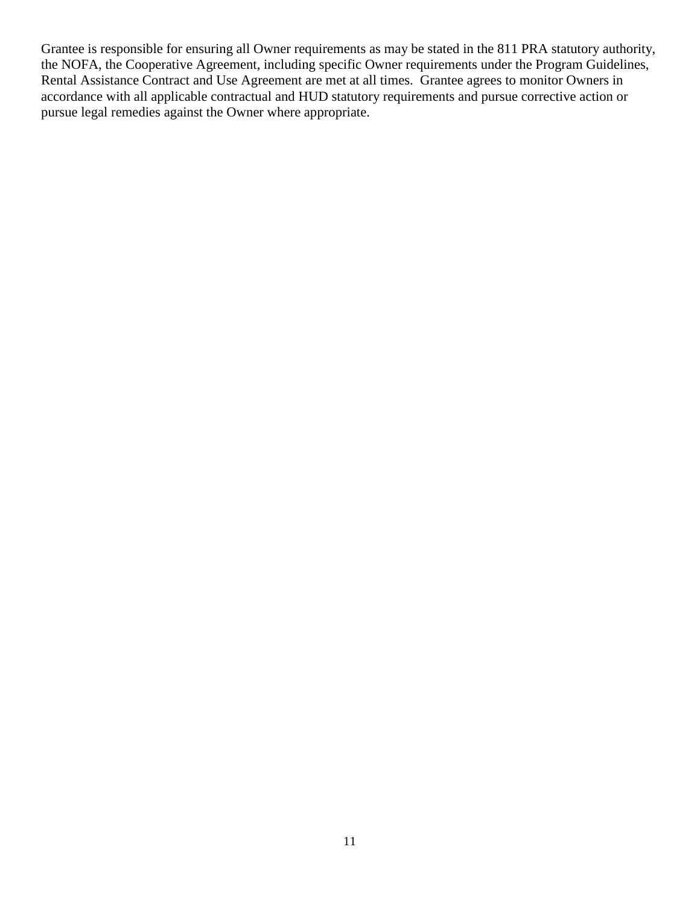Grantee is responsible for ensuring all Owner requirements as may be stated in the 811 PRA statutory authority, the NOFA, the Cooperative Agreement, including specific Owner requirements under the Program Guidelines, Rental Assistance Contract and Use Agreement are met at all times. Grantee agrees to monitor Owners in accordance with all applicable contractual and HUD statutory requirements and pursue corrective action or pursue legal remedies against the Owner where appropriate.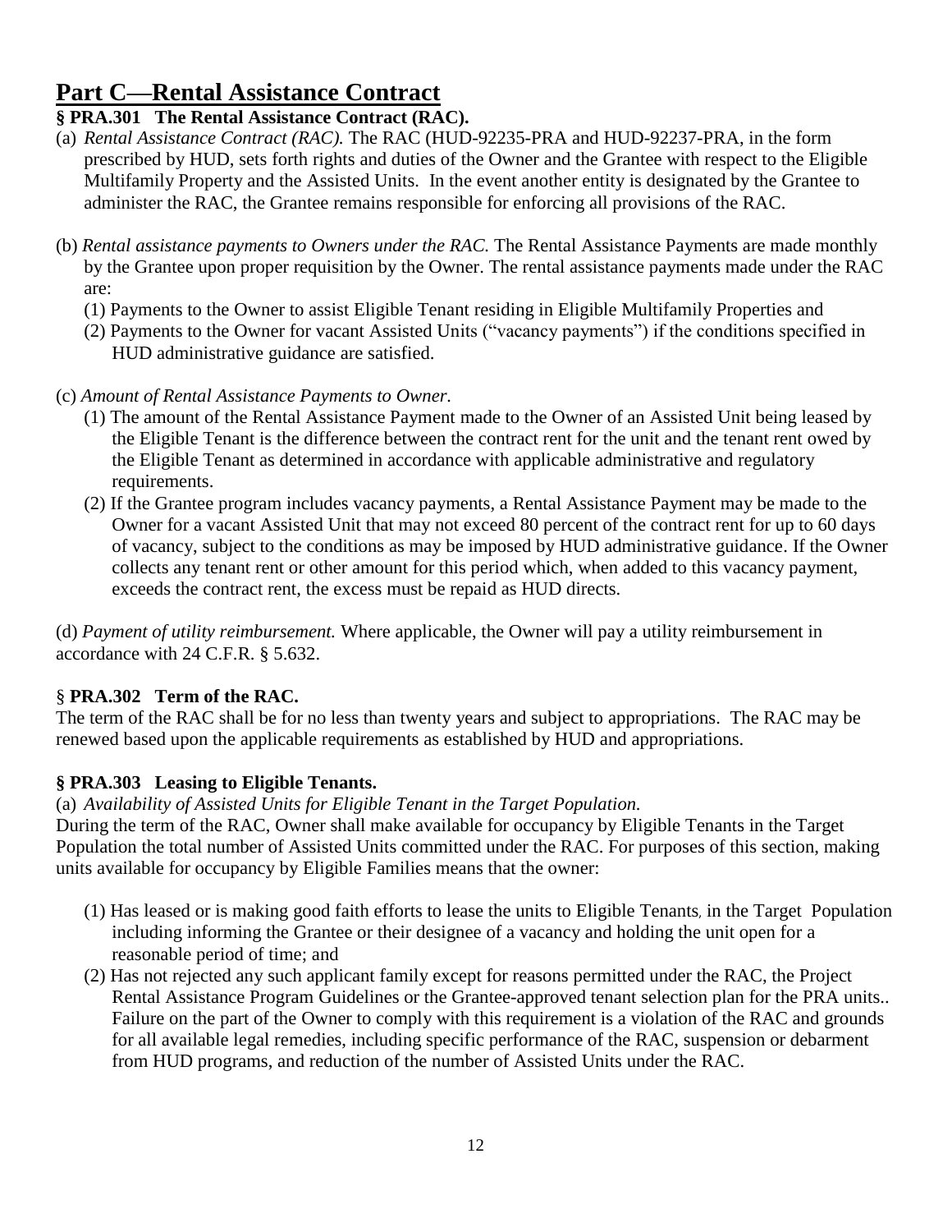# Part C—Rental Assistance Contract

### § PRA.301 The Rental Assistance Contract (RAC).

(a) *Rental Assistance Contract (RAC).* The RAC (HUD-92235-PRA and HUD-92237-PRA, in the form prescribed by HUD, sets forth rights and duties of the Owner and the Grantee with respect to the Eligible Multifamily Property and the Assisted Units. In the event another entity is designated by the Grantee to administer the RAC, the Grantee remains responsible for enforcing all provisions of the RAC.

(b) *Rental assistance payments to Owners under the RAC.* The Rental Assistance Payments are made monthly by the Grantee upon proper requisition by the Owner. The rental assistance payments made under the RAC are:

(1) Payments to the Owner to assist Eligible Tenant residing in Eligible Multifamily Properties and

(2) Payments to the Owner for vacant Assisted Units ("vacancy payments") if the conditions specified in HUD administrative guidance are satisfied.

(c) *Amount of Rental Assistance Payments to Owner.*

(1) The amount of the Rental Assistance Payment made to the Owner of an Assisted Unit being leased by the Eligible Tenant is the difference between the contract rent for the unit and the tenant rent owed by the Eligible Tenant as determined in accordance with applicable administrative and regulatory requirements.

(2) If the Grantee program includes vacancy payments, a Rental Assistance Payment may be made to the Owner for a vacant Assisted Unit that may not exceed 80 percent of the contract rent for up to 60 days of vacancy, subject to the conditions as may be imposed by HUD administrative guidance. If the Owner collects any tenant rent or other amount for this period which, when added to this vacancy payment, exceeds the contract rent, the excess must be repaid as HUD directs.

(d) *Payment of utility reimbursement.* Where applicable, the Owner will pay a utility reimbursement in accordance with 24 C.F.R. § 5.632.

### § PRA.302 Term of the RAC.

The term of the RAC shall be for no less than twenty years and subject to appropriations. The RAC may be renewed based upon the applicable requirements as established by HUD and appropriations.

### § PRA.303 Leasing to Eligible Tenants.

(a) *Availability of Assisted Units for Eligible Tenant in the Target Population.*

During the term of the RAC, Owner shall make available for occupancy by Eligible Tenants in the Target Population the total number of Assisted Units committed under the RAC. For purposes of this section, making units available for occupancy by Eligible Families means that the owner:

(1) Has leased or is making good faith efforts to lease the units to Eligible Tenants, in the Target Population including informing the Grantee or their designee of a vacancy and holding the unit open for a reasonable period of time; and

(2) Has not rejected any such applicant family except for reasons permitted under the RAC, the Project Rental Assistance Program Guidelines or the Grantee-approved tenant selection plan for the PRA units.. Failure on the part of the Owner to comply with this requirement is a violation of the RAC and grounds for all available legal remedies, including specific performance of the RAC, suspension or debarment from HUD programs, and reduction of the number of Assisted Units under the RAC.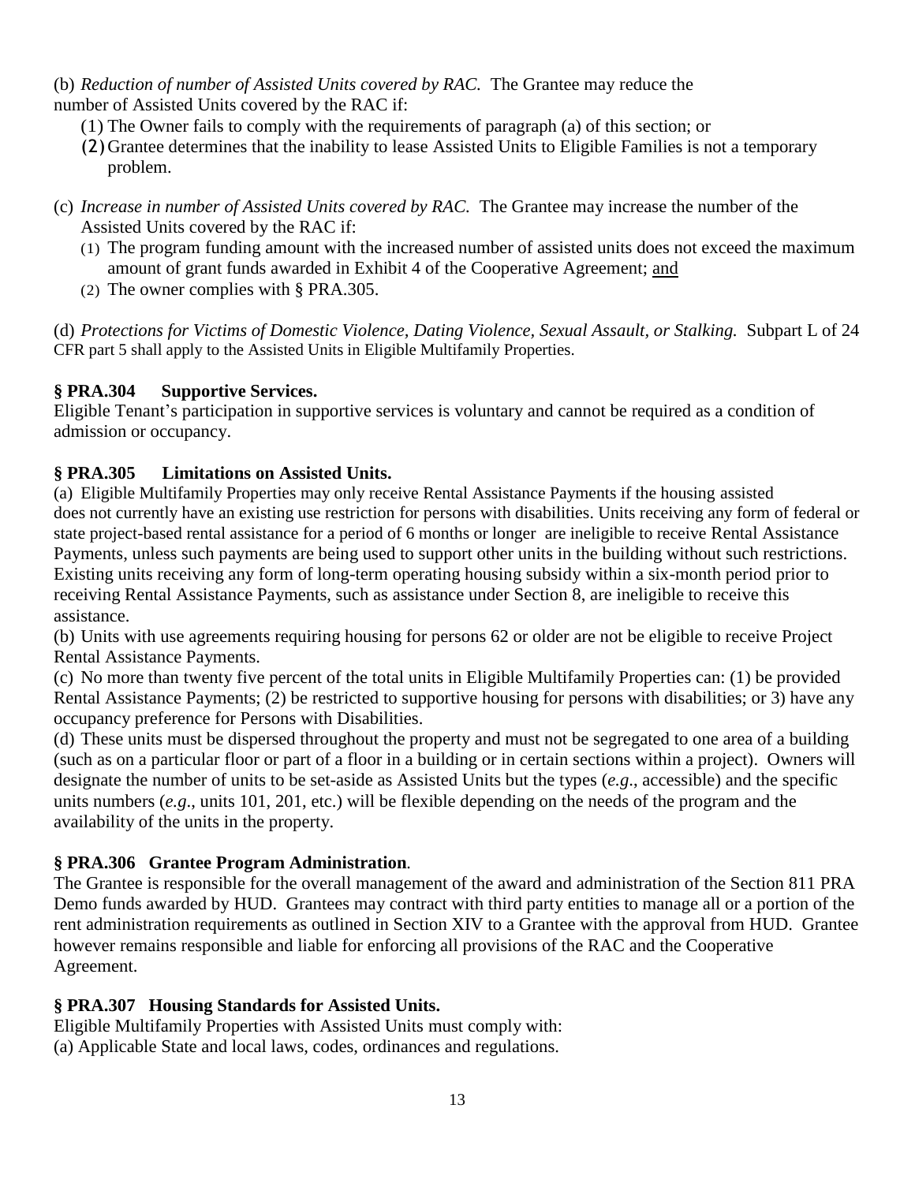(b) *Reduction of number of Assisted Units covered by RAC.* The Grantee may reduce the number of Assisted Units covered by the RAC if:

(1) The Owner fails to comply with the requirements of paragraph (a) of this section; or

(2) Grantee determines that the inability to lease Assisted Units to Eligible Families is not a temporary problem.

(c) *Increase in number of Assisted Units covered by RAC.* The Grantee may increase the number of the Assisted Units covered by the RAC if:

(1) The program funding amount with the increased number of assisted units does not exceed the maximum amount of grant funds awarded in Exhibit 4 of the Cooperative Agreement; <u>and</u>

(2) The owner complies with § PRA.305.

(d) *Protections for Victims of Domestic Violence, Dating Violence, Sexual Assault, or Stalking.* Subpart L of 24 CFR part 5 shall apply to the Assisted Units in Eligible Multifamily Properties.

### § PRA.304 Supportive Services.

Eligible Tenant's participation in supportive services is voluntary and cannot be required as a condition of admission or occupancy.

### § PRA.305 Limitations on Assisted Units.

(a) Eligible Multifamily Properties may only receive Rental Assistance Payments if the housing assisted does not currently have an existing use restriction for persons with disabilities. Units receiving any form of federal or state project-based rental assistance for a period of 6 months or longer are ineligible to receive Rental Assistance Payments, unless such payments are being used to support other units in the building without such restrictions. Existing units receiving any form of long-term operating housing subsidy within a six-month period prior to receiving Rental Assistance Payments, such as assistance under Section 8, are ineligible to receive this assistance.

(b) Units with use agreements requiring housing for persons 62 or older are not be eligible to receive Project Rental Assistance Payments.

(c) No more than twenty five percent of the total units in Eligible Multifamily Properties can: (1) be provided Rental Assistance Payments; (2) be restricted to supportive housing for persons with disabilities; or 3) have any occupancy preference for Persons with Disabilities.

(d) These units must be dispersed throughout the property and must not be segregated to one area of a building (such as on a particular floor or part of a floor in a building or in certain sections within a project). Owners will designate the number of units to be set-aside as Assisted Units but the types (*e.g*., accessible) and the specific units numbers (*e.g*., units 101, 201, etc.) will be flexible depending on the needs of the program and the availability of the units in the property.

### § PRA.306 Grantee Program Administration.

The Grantee is responsible for the overall management of the award and administration of the Section 811 PRA Demo funds awarded by HUD. Grantees may contract with third party entities to manage all or a portion of the rent administration requirements as outlined in Section XIV to a Grantee with the approval from HUD. Grantee however remains responsible and liable for enforcing all provisions of the RAC and the Cooperative Agreement.

### § PRA.307 Housing Standards for Assisted Units.

Eligible Multifamily Properties with Assisted Units must comply with:

(a) Applicable State and local laws, codes, ordinances and regulations.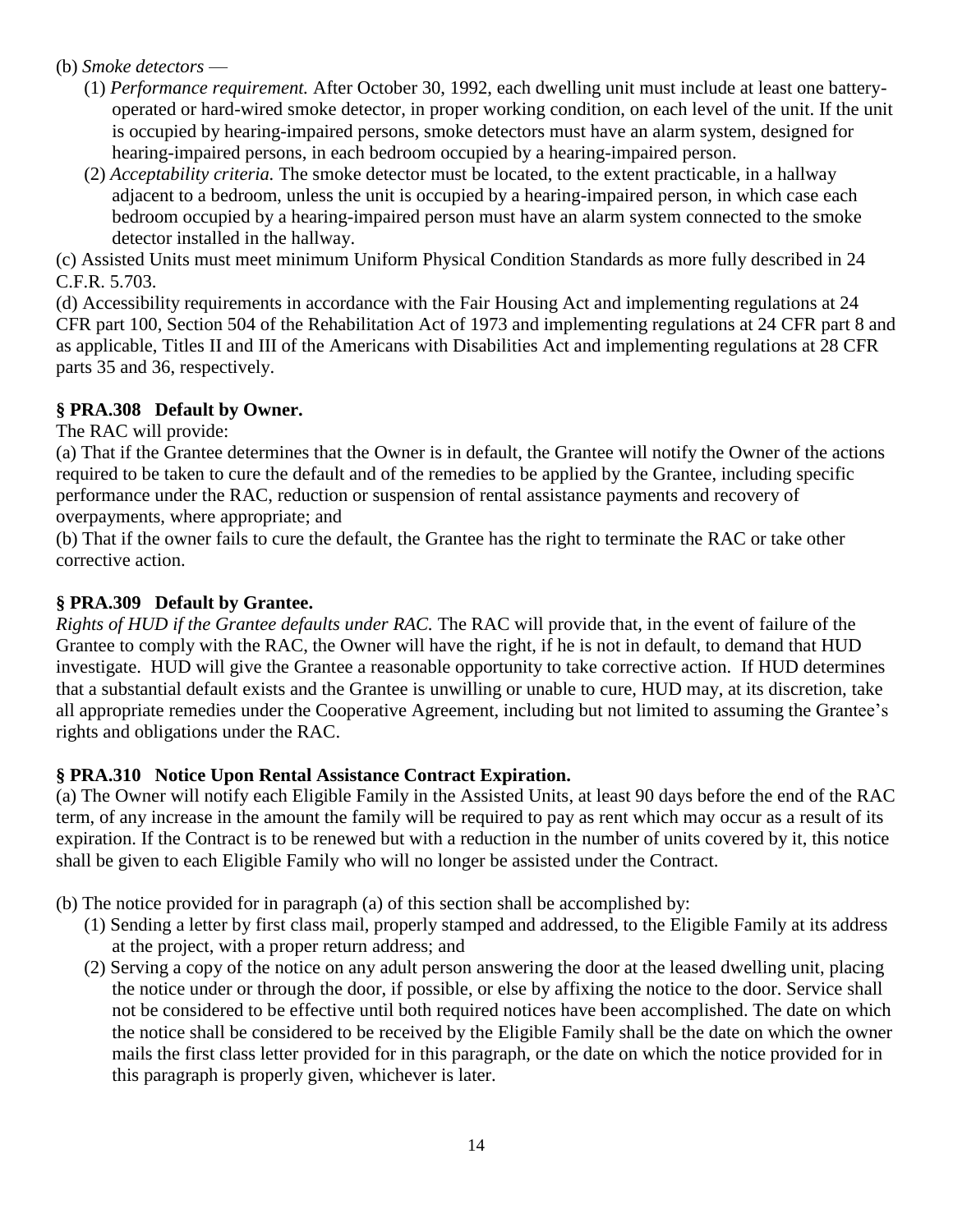(b) *Smoke detectors* —

(1) *Performance requirement.* After October 30, 1992, each dwelling unit must include at least one battery-operated or hard-wired smoke detector, in proper working condition, on each level of the unit. If the unit is occupied by hearing-impaired persons, smoke detectors must have an alarm system, designed for hearing-impaired persons, in each bedroom occupied by a hearing-impaired person.

(2) *Acceptability criteria.* The smoke detector must be located, to the extent practicable, in a hallway adjacent to a bedroom, unless the unit is occupied by a hearing-impaired person, in which case each bedroom occupied by a hearing-impaired person must have an alarm system connected to the smoke detector installed in the hallway.

(c) Assisted Units must meet minimum Uniform Physical Condition Standards as more fully described in 24 C.F.R. 5.703.

(d) Accessibility requirements in accordance with the Fair Housing Act and implementing regulations at 24 CFR part 100, Section 504 of the Rehabilitation Act of 1973 and implementing regulations at 24 CFR part 8 and as applicable, Titles II and III of the Americans with Disabilities Act and implementing regulations at 28 CFR parts 35 and 36, respectively.

### § PRA.308 Default by Owner.

The RAC will provide:

(a) That if the Grantee determines that the Owner is in default, the Grantee will notify the Owner of the actions required to be taken to cure the default and of the remedies to be applied by the Grantee, including specific performance under the RAC, reduction or suspension of rental assistance payments and recovery of overpayments, where appropriate; and

(b) That if the owner fails to cure the default, the Grantee has the right to terminate the RAC or take other corrective action.

### § PRA.309 Default by Grantee.

*Rights of HUD if the Grantee defaults under RAC.* The RAC will provide that, in the event of failure of the Grantee to comply with the RAC, the Owner will have the right, if he is not in default, to demand that HUD investigate. HUD will give the Grantee a reasonable opportunity to take corrective action. If HUD determines that a substantial default exists and the Grantee is unwilling or unable to cure, HUD may, at its discretion, take all appropriate remedies under the Cooperative Agreement, including but not limited to assuming the Grantee's rights and obligations under the RAC.

### § PRA.310 Notice Upon Rental Assistance Contract Expiration.

(a) The Owner will notify each Eligible Family in the Assisted Units, at least 90 days before the end of the RAC term, of any increase in the amount the family will be required to pay as rent which may occur as a result of its expiration. If the Contract is to be renewed but with a reduction in the number of units covered by it, this notice shall be given to each Eligible Family who will no longer be assisted under the Contract.

(b) The notice provided for in paragraph (a) of this section shall be accomplished by:

(1) Sending a letter by first class mail, properly stamped and addressed, to the Eligible Family at its address at the project, with a proper return address; and

(2) Serving a copy of the notice on any adult person answering the door at the leased dwelling unit, placing the notice under or through the door, if possible, or else by affixing the notice to the door. Service shall not be considered to be effective until both required notices have been accomplished. The date on which the notice shall be considered to be received by the Eligible Family shall be the date on which the owner mails the first class letter provided for in this paragraph, or the date on which the notice provided for in this paragraph is properly given, whichever is later.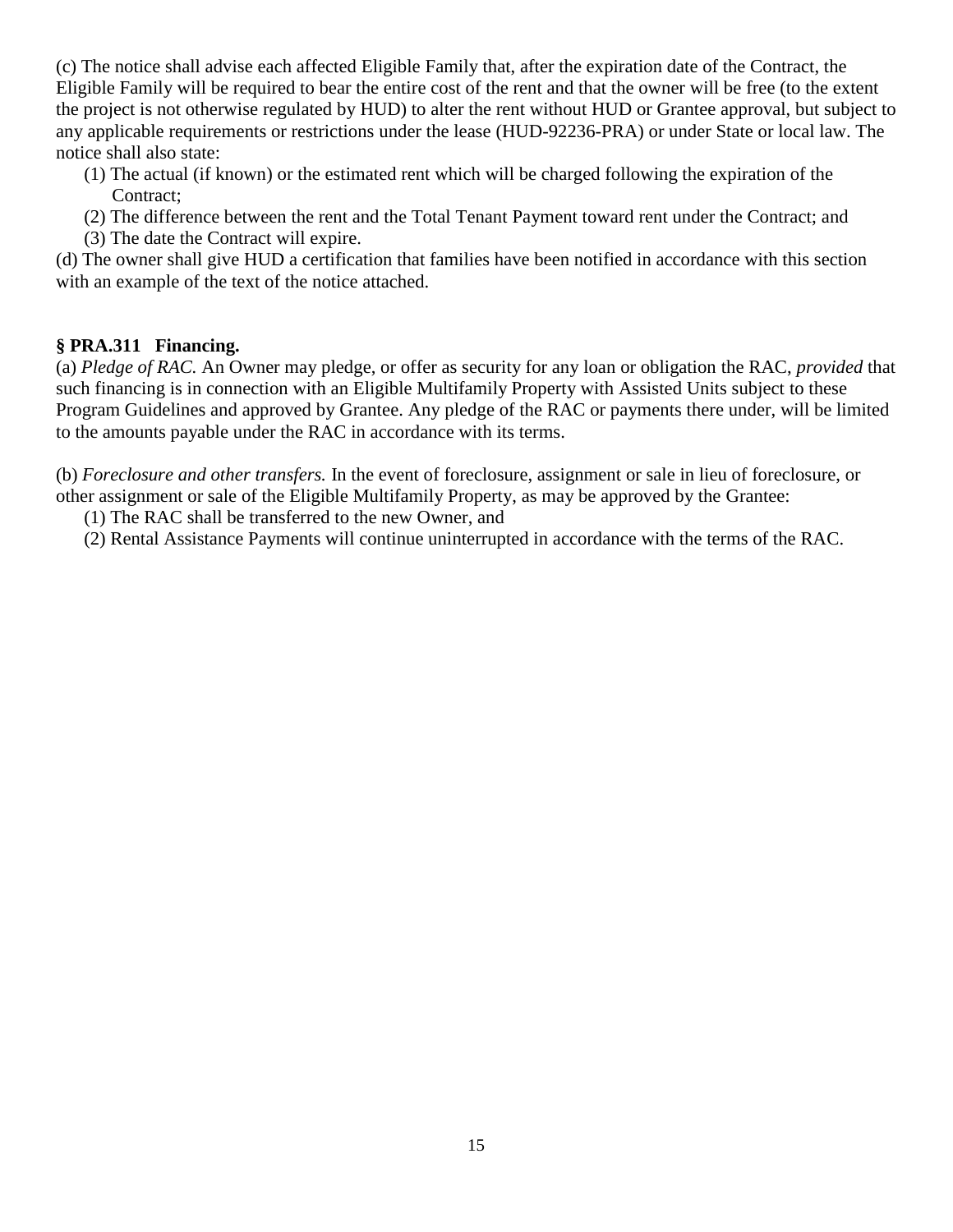(c) The notice shall advise each affected Eligible Family that, after the expiration date of the Contract, the Eligible Family will be required to bear the entire cost of the rent and that the owner will be free (to the extent the project is not otherwise regulated by HUD) to alter the rent without HUD or Grantee approval, but subject to any applicable requirements or restrictions under the lease (HUD-92236-PRA) or under State or local law. The notice shall also state:

- (1) The actual (if known) or the estimated rent which will be charged following the expiration of the Contract;
- (2) The difference between the rent and the Total Tenant Payment toward rent under the Contract; and
- (3) The date the Contract will expire.

(d) The owner shall give HUD a certification that families have been notified in accordance with this section with an example of the text of the notice attached.

### § PRA.311 Financing.

(a) *Pledge of RAC.* An Owner may pledge, or offer as security for any loan or obligation the RAC, *provided* that such financing is in connection with an Eligible Multifamily Property with Assisted Units subject to these Program Guidelines and approved by Grantee. Any pledge of the RAC or payments there under, will be limited to the amounts payable under the RAC in accordance with its terms.

(b) *Foreclosure and other transfers.* In the event of foreclosure, assignment or sale in lieu of foreclosure, or other assignment or sale of the Eligible Multifamily Property, as may be approved by the Grantee:

- (1) The RAC shall be transferred to the new Owner, and
- (2) Rental Assistance Payments will continue uninterrupted in accordance with the terms of the RAC.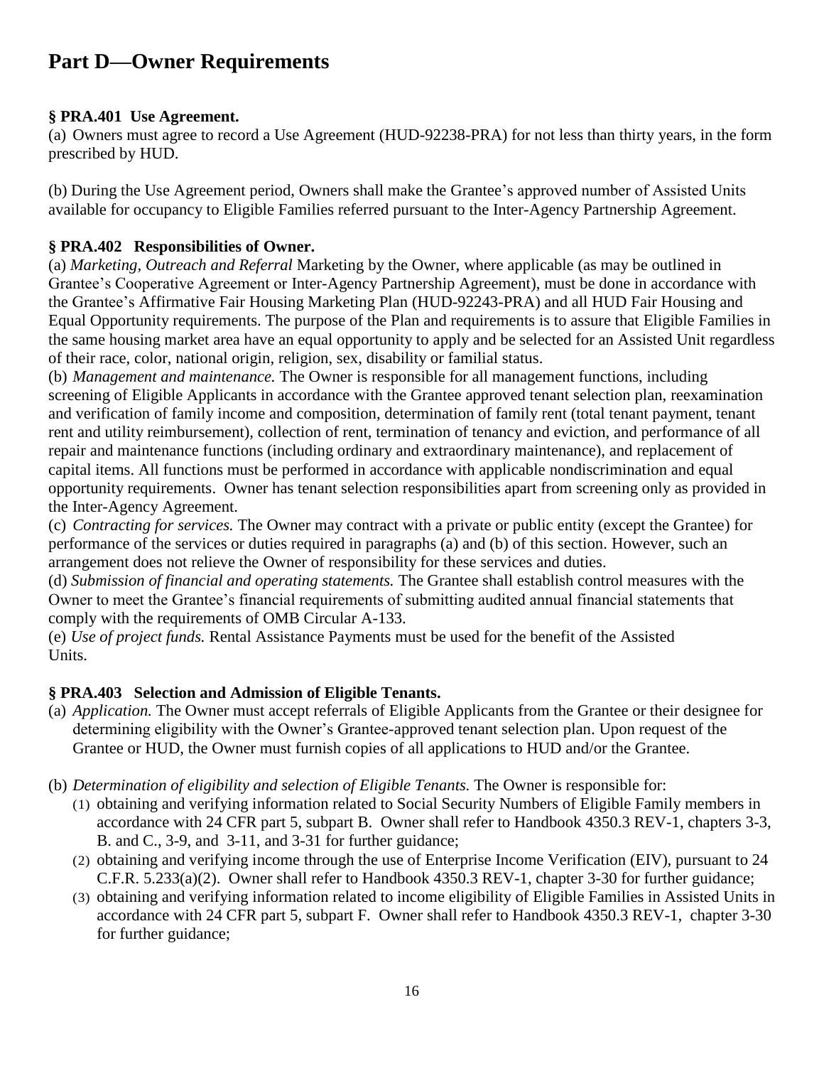# Part D—Owner Requirements

### § PRA.401 Use Agreement.

(a) Owners must agree to record a Use Agreement (HUD-92238-PRA) for not less than thirty years, in the form prescribed by HUD.

(b) During the Use Agreement period, Owners shall make the Grantee's approved number of Assisted Units available for occupancy to Eligible Families referred pursuant to the Inter-Agency Partnership Agreement.

### § PRA.402 Responsibilities of Owner.

(a) *Marketing, Outreach and Referral* Marketing by the Owner, where applicable (as may be outlined in Grantee's Cooperative Agreement or Inter-Agency Partnership Agreement), must be done in accordance with the Grantee's Affirmative Fair Housing Marketing Plan (HUD-92243-PRA) and all HUD Fair Housing and Equal Opportunity requirements. The purpose of the Plan and requirements is to assure that Eligible Families in the same housing market area have an equal opportunity to apply and be selected for an Assisted Unit regardless of their race, color, national origin, religion, sex, disability or familial status.

(b) *Management and maintenance.* The Owner is responsible for all management functions, including screening of Eligible Applicants in accordance with the Grantee approved tenant selection plan, reexamination and verification of family income and composition, determination of family rent (total tenant payment, tenant rent and utility reimbursement), collection of rent, termination of tenancy and eviction, and performance of all repair and maintenance functions (including ordinary and extraordinary maintenance), and replacement of capital items. All functions must be performed in accordance with applicable nondiscrimination and equal opportunity requirements. Owner has tenant selection responsibilities apart from screening only as provided in the Inter-Agency Agreement.

(c) *Contracting for services.* The Owner may contract with a private or public entity (except the Grantee) for performance of the services or duties required in paragraphs (a) and (b) of this section. However, such an arrangement does not relieve the Owner of responsibility for these services and duties.

(d) *Submission of financial and operating statements.* The Grantee shall establish control measures with the Owner to meet the Grantee's financial requirements of submitting audited annual financial statements that comply with the requirements of OMB Circular A-133.

(e) *Use of project funds.* Rental Assistance Payments must be used for the benefit of the Assisted Units.

### § PRA.403 Selection and Admission of Eligible Tenants.

(a) *Application.* The Owner must accept referrals of Eligible Applicants from the Grantee or their designee for determining eligibility with the Owner's Grantee-approved tenant selection plan. Upon request of the Grantee or HUD, the Owner must furnish copies of all applications to HUD and/or the Grantee.

(b) *Determination of eligibility and selection of Eligible Tenants.* The Owner is responsible for:

1. obtaining and verifying information related to Social Security Numbers of Eligible Family members in accordance with 24 CFR part 5, subpart B. Owner shall refer to Handbook 4350.3 REV-1, chapters 3-3, B. and C., 3-9, and 3-11, and 3-31 for further guidance;
2. obtaining and verifying income through the use of Enterprise Income Verification (EIV), pursuant to 24 C.F.R. 5.233(a)(2). Owner shall refer to Handbook 4350.3 REV-1, chapter 3-30 for further guidance;
3. obtaining and verifying information related to income eligibility of Eligible Families in Assisted Units in accordance with 24 CFR part 5, subpart F. Owner shall refer to Handbook 4350.3 REV-1, chapter 3-30 for further guidance;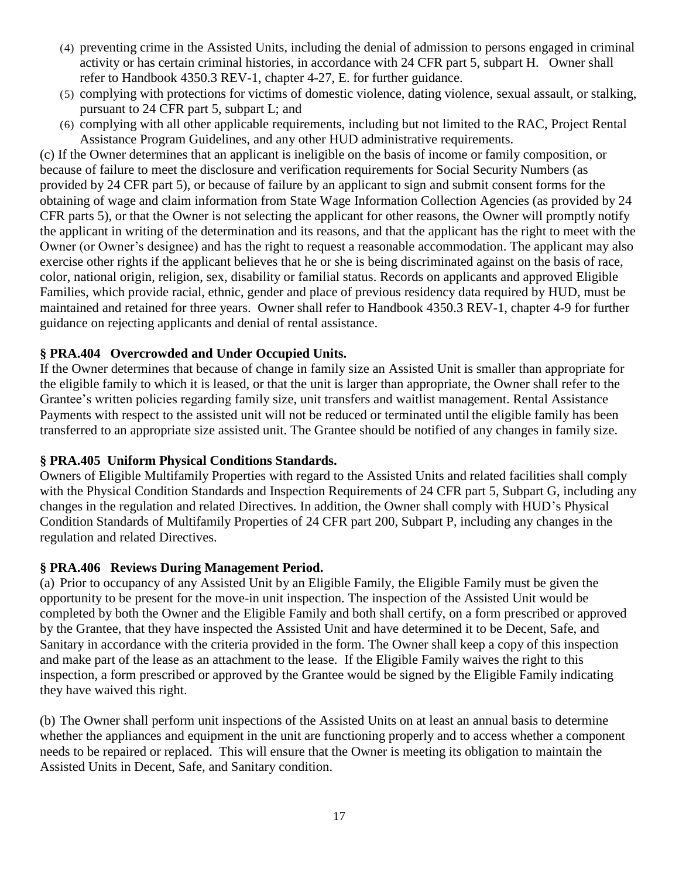(4) preventing crime in the Assisted Units, including the denial of admission to persons engaged in criminal activity or has certain criminal histories, in accordance with 24 CFR part 5, subpart H. Owner shall refer to Handbook 4350.3 REV-1, chapter 4-27, E. for further guidance.

(5) complying with protections for victims of domestic violence, dating violence, sexual assault, or stalking, pursuant to 24 CFR part 5, subpart L; and

(6) complying with all other applicable requirements, including but not limited to the RAC, Project Rental Assistance Program Guidelines, and any other HUD administrative requirements.

(c) If the Owner determines that an applicant is ineligible on the basis of income or family composition, or because of failure to meet the disclosure and verification requirements for Social Security Numbers (as provided by 24 CFR part 5), or because of failure by an applicant to sign and submit consent forms for the obtaining of wage and claim information from State Wage Information Collection Agencies (as provided by 24 CFR parts 5), or that the Owner is not selecting the applicant for other reasons, the Owner will promptly notify the applicant in writing of the determination and its reasons, and that the applicant has the right to meet with the Owner (or Owner's designee) and has the right to request a reasonable accommodation. The applicant may also exercise other rights if the applicant believes that he or she is being discriminated against on the basis of race, color, national origin, religion, sex, disability or familial status. Records on applicants and approved Eligible Families, which provide racial, ethnic, gender and place of previous residency data required by HUD, must be maintained and retained for three years. Owner shall refer to Handbook 4350.3 REV-1, chapter 4-9 for further guidance on rejecting applicants and denial of rental assistance.

### § PRA.404 Overcrowded and Under Occupied Units.

If the Owner determines that because of change in family size an Assisted Unit is smaller than appropriate for the eligible family to which it is leased, or that the unit is larger than appropriate, the Owner shall refer to the Grantee's written policies regarding family size, unit transfers and waitlist management. Rental Assistance Payments with respect to the assisted unit will not be reduced or terminated until the eligible family has been transferred to an appropriate size assisted unit. The Grantee should be notified of any changes in family size.

### § PRA.405 Uniform Physical Conditions Standards.

Owners of Eligible Multifamily Properties with regard to the Assisted Units and related facilities shall comply with the Physical Condition Standards and Inspection Requirements of 24 CFR part 5, Subpart G, including any changes in the regulation and related Directives. In addition, the Owner shall comply with HUD's Physical Condition Standards of Multifamily Properties of 24 CFR part 200, Subpart P, including any changes in the regulation and related Directives.

### § PRA.406 Reviews During Management Period.

(a) Prior to occupancy of any Assisted Unit by an Eligible Family, the Eligible Family must be given the opportunity to be present for the move-in unit inspection. The inspection of the Assisted Unit would be completed by both the Owner and the Eligible Family and both shall certify, on a form prescribed or approved by the Grantee, that they have inspected the Assisted Unit and have determined it to be Decent, Safe, and Sanitary in accordance with the criteria provided in the form. The Owner shall keep a copy of this inspection and make part of the lease as an attachment to the lease. If the Eligible Family waives the right to this inspection, a form prescribed or approved by the Grantee would be signed by the Eligible Family indicating they have waived this right.

(b) The Owner shall perform unit inspections of the Assisted Units on at least an annual basis to determine whether the appliances and equipment in the unit are functioning properly and to access whether a component needs to be repaired or replaced. This will ensure that the Owner is meeting its obligation to maintain the Assisted Units in Decent, Safe, and Sanitary condition.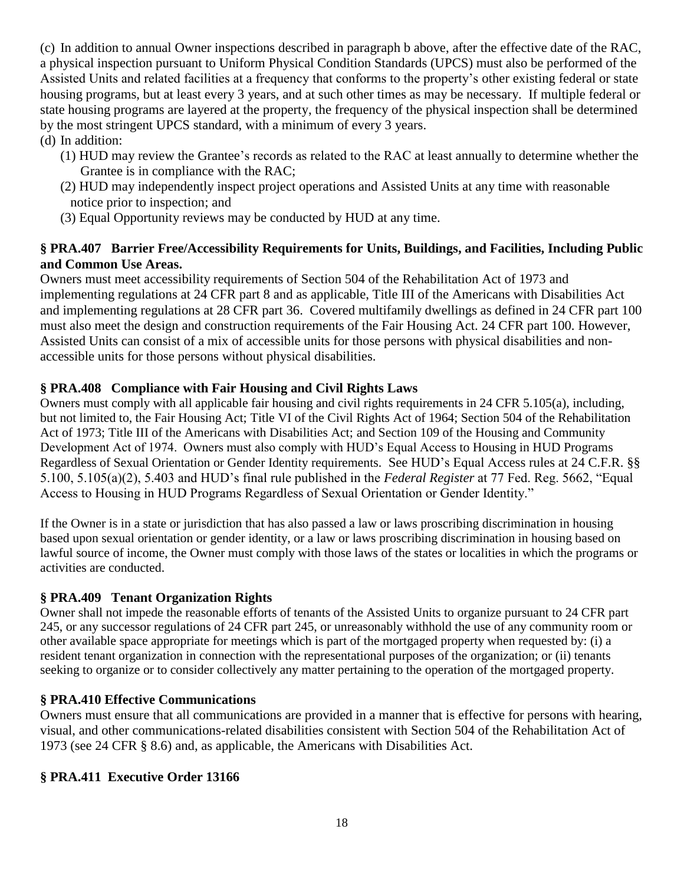(c) In addition to annual Owner inspections described in paragraph b above, after the effective date of the RAC, a physical inspection pursuant to Uniform Physical Condition Standards (UPCS) must also be performed of the Assisted Units and related facilities at a frequency that conforms to the property's other existing federal or state housing programs, but at least every 3 years, and at such other times as may be necessary. If multiple federal or state housing programs are layered at the property, the frequency of the physical inspection shall be determined by the most stringent UPCS standard, with a minimum of every 3 years.

(d) In addition:

(1) HUD may review the Grantee's records as related to the RAC at least annually to determine whether the Grantee is in compliance with the RAC;

(2) HUD may independently inspect project operations and Assisted Units at any time with reasonable notice prior to inspection; and

(3) Equal Opportunity reviews may be conducted by HUD at any time.

### § PRA.407 Barrier Free/Accessibility Requirements for Units, Buildings, and Facilities, Including Public and Common Use Areas.

Owners must meet accessibility requirements of Section 504 of the Rehabilitation Act of 1973 and implementing regulations at 24 CFR part 8 and as applicable, Title III of the Americans with Disabilities Act and implementing regulations at 28 CFR part 36. Covered multifamily dwellings as defined in 24 CFR part 100 must also meet the design and construction requirements of the Fair Housing Act. 24 CFR part 100. However, Assisted Units can consist of a mix of accessible units for those persons with physical disabilities and non-accessible units for those persons without physical disabilities.

### § PRA.408 Compliance with Fair Housing and Civil Rights Laws

Owners must comply with all applicable fair housing and civil rights requirements in 24 CFR 5.105(a), including, but not limited to, the Fair Housing Act; Title VI of the Civil Rights Act of 1964; Section 504 of the Rehabilitation Act of 1973; Title III of the Americans with Disabilities Act; and Section 109 of the Housing and Community Development Act of 1974. Owners must also comply with HUD's Equal Access to Housing in HUD Programs Regardless of Sexual Orientation or Gender Identity requirements. See HUD's Equal Access rules at 24 C.F.R. §§ 5.100, 5.105(a)(2), 5.403 and HUD's final rule published in the *Federal Register* at 77 Fed. Reg. 5662, "Equal Access to Housing in HUD Programs Regardless of Sexual Orientation or Gender Identity."

If the Owner is in a state or jurisdiction that has also passed a law or laws proscribing discrimination in housing based upon sexual orientation or gender identity, or a law or laws proscribing discrimination in housing based on lawful source of income, the Owner must comply with those laws of the states or localities in which the programs or activities are conducted.

### § PRA.409 Tenant Organization Rights

Owner shall not impede the reasonable efforts of tenants of the Assisted Units to organize pursuant to 24 CFR part 245, or any successor regulations of 24 CFR part 245, or unreasonably withhold the use of any community room or other available space appropriate for meetings which is part of the mortgaged property when requested by: (i) a resident tenant organization in connection with the representational purposes of the organization; or (ii) tenants seeking to organize or to consider collectively any matter pertaining to the operation of the mortgaged property.

### § PRA.410 Effective Communications

Owners must ensure that all communications are provided in a manner that is effective for persons with hearing, visual, and other communications-related disabilities consistent with Section 504 of the Rehabilitation Act of 1973 (see 24 CFR § 8.6) and, as applicable, the Americans with Disabilities Act.

### § PRA.411 Executive Order 13166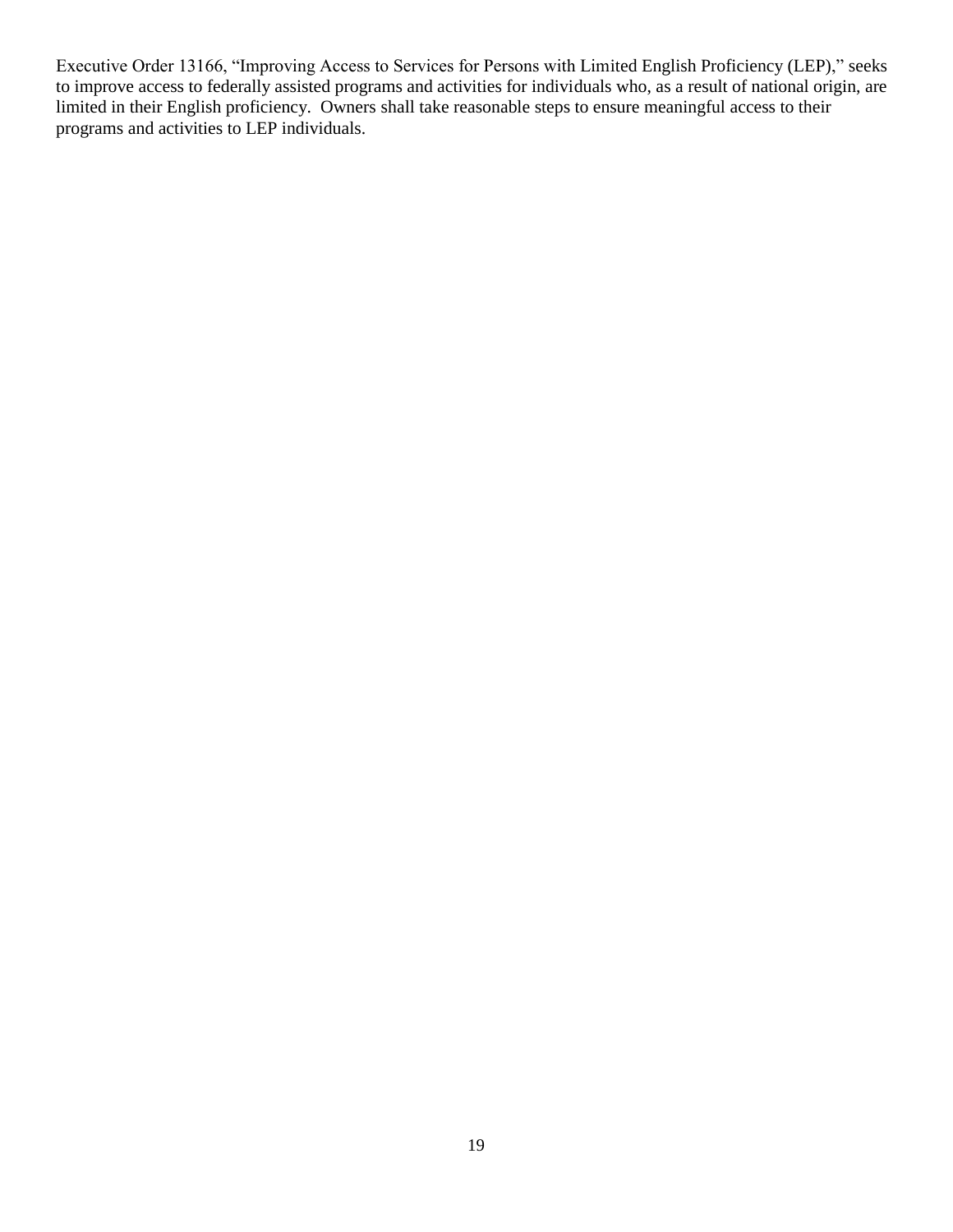Executive Order 13166, "Improving Access to Services for Persons with Limited English Proficiency (LEP)," seeks to improve access to federally assisted programs and activities for individuals who, as a result of national origin, are limited in their English proficiency. Owners shall take reasonable steps to ensure meaningful access to their programs and activities to LEP individuals.